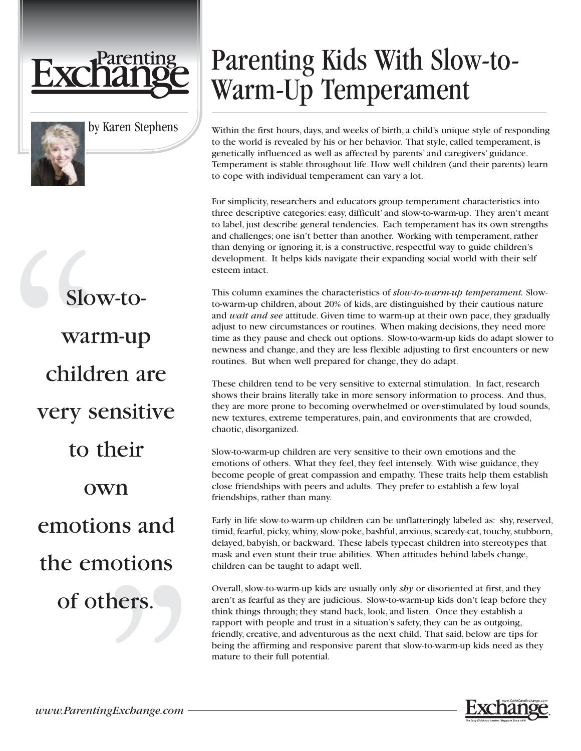# Parenting Kids With Slow-to-Warm-Up Temperament

by Karen Stephens

Within the first hours, days, and weeks of birth, a child's unique style of responding to the world is revealed by his or her behavior. That style, called temperament, is genetically influenced as well as affected by parents' and caregivers' guidance. Temperament is stable throughout life. How well children (and their parents) learn to cope with individual temperament can vary a lot.

For simplicity, researchers and educators group temperament characteristics into three descriptive categories: easy, difficult' and slow-to-warm-up. They aren't meant to label, just describe general tendencies. Each temperament has its own strengths and challenges; one isn't better than another. Working with temperament, rather than denying or ignoring it, is a constructive, respectful way to guide children's development. It helps kids navigate their expanding social world with their self esteem intact.

This column examines the characteristics of *slow-to-warm-up temperament.* Slow-to-warm-up children, about 20% of kids, are distinguished by their cautious nature and *wait and see* attitude. Given time to warm-up at their own pace, they gradually adjust to new circumstances or routines. When making decisions, they need more time as they pause and check out options. Slow-to-warm-up kids do adapt slower to newness and change, and they are less flexible adjusting to first encounters or new routines. But when well prepared for change, they do adapt.

These children tend to be very sensitive to external stimulation. In fact, research shows their brains literally take in more sensory information to process. And thus, they are more prone to becoming overwhelmed or over-stimulated by loud sounds, new textures, extreme temperatures, pain, and environments that are crowded, chaotic, disorganized.

Slow-to-warm-up children are very sensitive to their own emotions and the emotions of others. What they feel, they feel intensely. With wise guidance, they become people of great compassion and empathy. These traits help them establish close friendships with peers and adults. They prefer to establish a few loyal friendships, rather than many.

> "Slow-to-warm-up children are very sensitive to their own emotions and the emotions of others."

Early in life slow-to-warm-up children can be unflatteringly labeled as: shy, reserved, timid, fearful, picky, whiny, slow-poke, bashful, anxious, scaredy-cat, touchy, stubborn, delayed, babyish, or backward. These labels typecast children into stereotypes that mask and even stunt their true abilities. When attitudes behind labels change, children can be taught to adapt well.

Overall, slow-to-warm-up kids are usually only *shy* or disoriented at first, and they aren't as fearful as they are judicious. Slow-to-warm-up kids don't leap before they think things through; they stand back, look, and listen. Once they establish a rapport with people and trust in a situation's safety, they can be as outgoing, friendly, creative, and adventurous as the next child. That said, below are tips for being the affirming and responsive parent that slow-to-warm-up kids need as they mature to their full potential.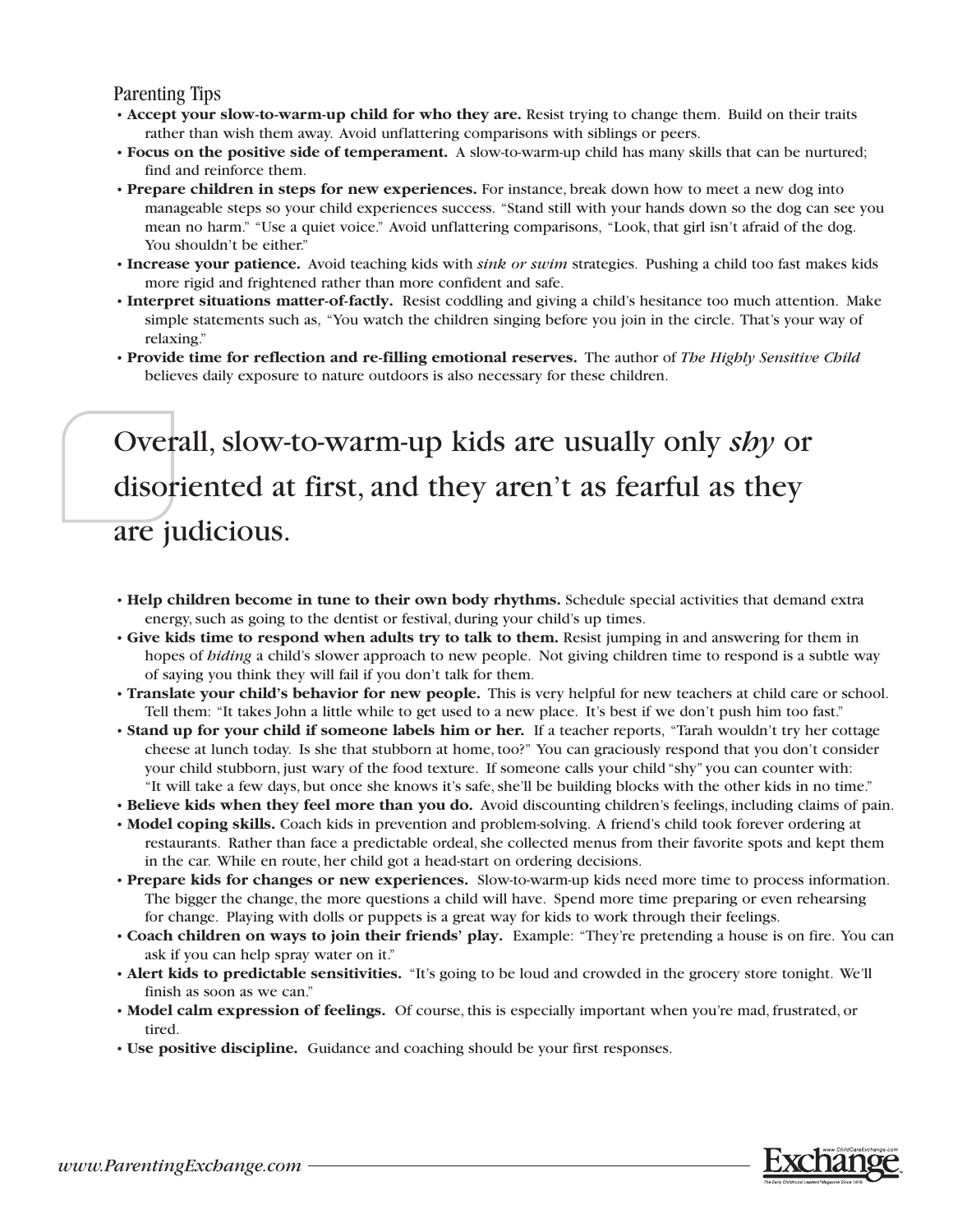## Parenting Tips

- **Accept your slow-to-warm-up child for who they are.** Resist trying to change them. Build on their traits rather than wish them away. Avoid unflattering comparisons with siblings or peers.
- **Focus on the positive side of temperament.** A slow-to-warm-up child has many skills that can be nurtured; find and reinforce them.
- **Prepare children in steps for new experiences.** For instance, break down how to meet a new dog into manageable steps so your child experiences success. "Stand still with your hands down so the dog can see you mean no harm." "Use a quiet voice." Avoid unflattering comparisons, "Look, that girl isn't afraid of the dog. You shouldn't be either."
- **Increase your patience.** Avoid teaching kids with *sink or swim* strategies. Pushing a child too fast makes kids more rigid and frightened rather than more confident and safe.
- **Interpret situations matter-of-factly.** Resist coddling and giving a child's hesitance too much attention. Make simple statements such as, "You watch the children singing before you join in the circle. That's your way of relaxing."
- **Provide time for reflection and re-filling emotional reserves.** The author of *The Highly Sensitive Child* believes daily exposure to nature outdoors is also necessary for these children.

> Overall, slow-to-warm-up kids are usually only *shy* or disoriented at first, and they aren't as fearful as they are judicious.

- **Help children become in tune to their own body rhythms.** Schedule special activities that demand extra energy, such as going to the dentist or festival, during your child's up times.
- **Give kids time to respond when adults try to talk to them.** Resist jumping in and answering for them in hopes of *hiding* a child's slower approach to new people. Not giving children time to respond is a subtle way of saying you think they will fail if you don't talk for them.
- **Translate your child's behavior for new people.** This is very helpful for new teachers at child care or school. Tell them: "It takes John a little while to get used to a new place. It's best if we don't push him too fast."
- **Stand up for your child if someone labels him or her.** If a teacher reports, "Tarah wouldn't try her cottage cheese at lunch today. Is she that stubborn at home, too?" You can graciously respond that you don't consider your child stubborn, just wary of the food texture. If someone calls your child "shy" you can counter with: "It will take a few days, but once she knows it's safe, she'll be building blocks with the other kids in no time."
- **Believe kids when they feel more than you do.** Avoid discounting children's feelings, including claims of pain.
- **Model coping skills.** Coach kids in prevention and problem-solving. A friend's child took forever ordering at restaurants. Rather than face a predictable ordeal, she collected menus from their favorite spots and kept them in the car. While en route, her child got a head-start on ordering decisions.
- **Prepare kids for changes or new experiences.** Slow-to-warm-up kids need more time to process information. The bigger the change, the more questions a child will have. Spend more time preparing or even rehearsing for change. Playing with dolls or puppets is a great way for kids to work through their feelings.
- **Coach children on ways to join their friends' play.** Example: "They're pretending a house is on fire. You can ask if you can help spray water on it."
- **Alert kids to predictable sensitivities.** "It's going to be loud and crowded in the grocery store tonight. We'll finish as soon as we can."
- **Model calm expression of feelings.** Of course, this is especially important when you're mad, frustrated, or tired.
- **Use positive discipline.** Guidance and coaching should be your first responses.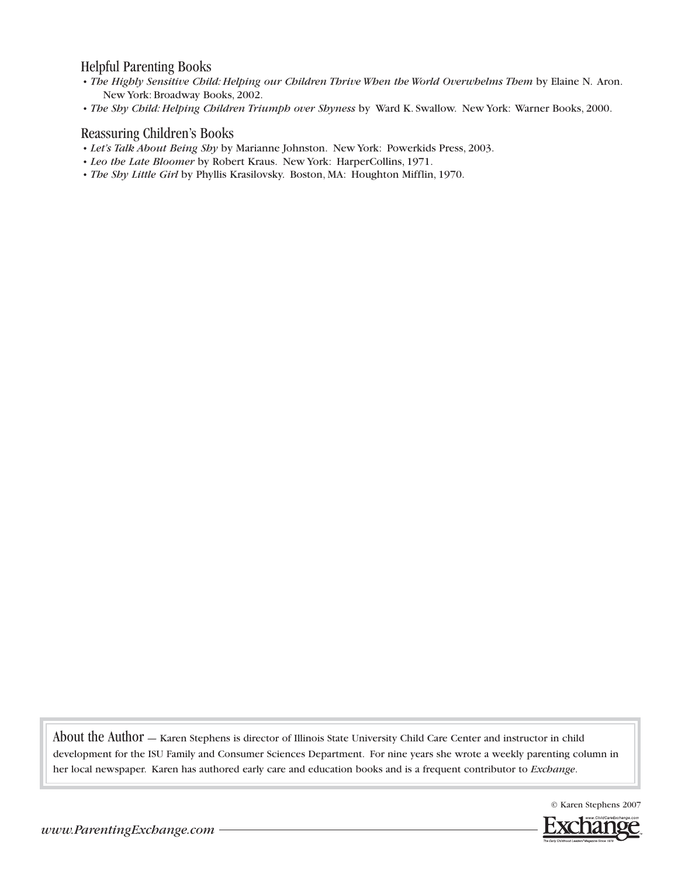## Helpful Parenting Books

- *The Highly Sensitive Child: Helping our Children Thrive When the World Overwhelms Them* by Elaine N. Aron. New York: Broadway Books, 2002.
- *The Shy Child: Helping Children Triumph over Shyness* by Ward K. Swallow. New York: Warner Books, 2000.

## Reassuring Children's Books

- *Let's Talk About Being Shy* by Marianne Johnston. New York: Powerkids Press, 2003.
- *Leo the Late Bloomer* by Robert Kraus. New York: HarperCollins, 1971.
- *The Shy Little Girl* by Phyllis Krasilovsky. Boston, MA: Houghton Mifflin, 1970.

About the Author — Karen Stephens is director of Illinois State University Child Care Center and instructor in child development for the ISU Family and Consumer Sciences Department. For nine years she wrote a weekly parenting column in her local newspaper. Karen has authored early care and education books and is a frequent contributor to *Exchange*.

© Karen Stephens 2007

*www.ParentingExchange.com*